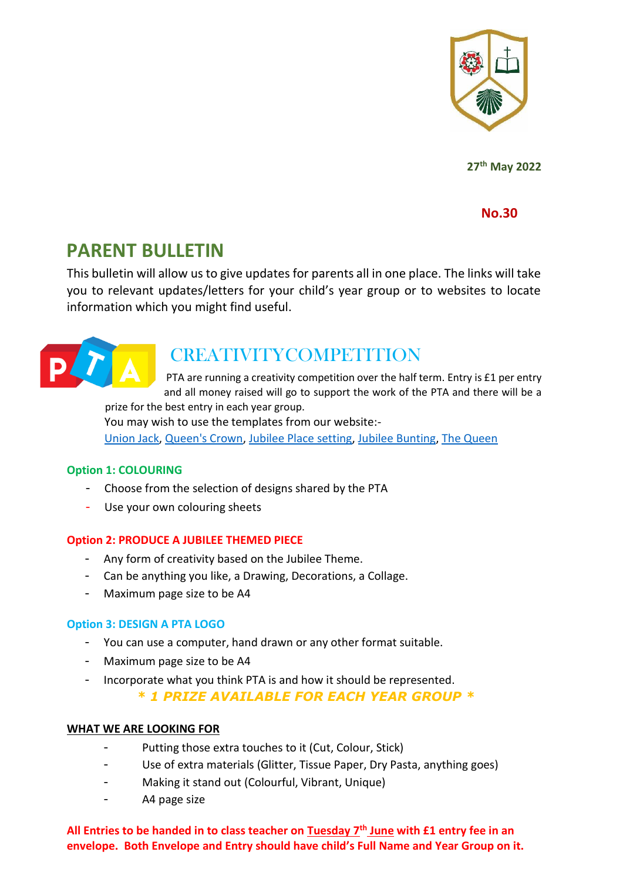27th May 2022

No.30

# PARENT BULLETIN

This bulletin will allow us to give updates for parents all in one place. The links will take you to relevant updates/letters for your child's year group or to websites to locate information which you might find useful.

## CREATIVITYCOMPETITION

PTA are running a creativity competition over the half term. Entry is £1 per entry and all money raised will go to support the work of the PTA and there will be a prize for the best entry in each year group.

You may wish to use the templates from our website:-

Union Jack, Queen's Crown, Jubilee Place setting, Jubilee Bunting, The Queen

**Option 1: COLOURING**

- Choose from the selection of designs shared by the PTA
- Use your own colouring sheets

**Option 2: PRODUCE A JUBILEE THEMED PIECE**

- Any form of creativity based on the Jubilee Theme.
- Can be anything you like, a Drawing, Decorations, a Collage.
- Maximum page size to be A4

**Option 3: DESIGN A PTA LOGO**

- You can use a computer, hand drawn or any other format suitable.
- Maximum page size to be A4
- Incorporate what you think PTA is and how it should be represented.

***\* 1 PRIZE AVAILABLE FOR EACH YEAR GROUP \****

**WHAT WE ARE LOOKING FOR**

- Putting those extra touches to it (Cut, Colour, Stick)
- Use of extra materials (Glitter, Tissue Paper, Dry Pasta, anything goes)
- Making it stand out (Colourful, Vibrant, Unique)
- A4 page size

**All Entries to be handed in to class teacher on Tuesday 7th June with £1 entry fee in an envelope. Both Envelope and Entry should have child's Full Name and Year Group on it.**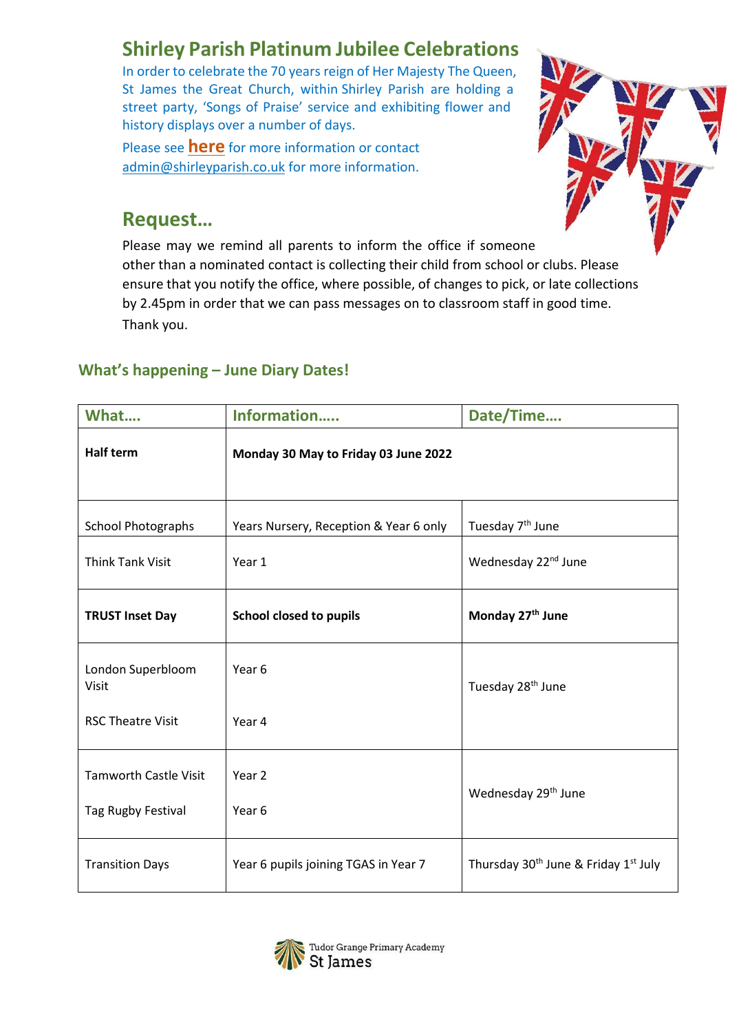## Shirley Parish Platinum Jubilee Celebrations

In order to celebrate the 70 years reign of Her Majesty The Queen, St James the Great Church, within Shirley Parish are holding a street party, 'Songs of Praise' service and exhibiting flower and history displays over a number of days.

Please see **here** for more information or contact admin@shirleyparish.co.uk for more information.

## Request…

Please may we remind all parents to inform the office if someone other than a nominated contact is collecting their child from school or clubs. Please ensure that you notify the office, where possible, of changes to pick, or late collections by 2.45pm in order that we can pass messages on to classroom staff in good time.

Thank you.

### What's happening – June Diary Dates!

| What…. | Information….. | Date/Time…. |
|---|---|---|
| **Half term** | **Monday 30 May to Friday 03 June 2022** | |
| School Photographs | Years Nursery, Reception & Year 6 only | Tuesday 7th June |
| Think Tank Visit | Year 1 | Wednesday 22nd June |
| **TRUST Inset Day** | **School closed to pupils** | **Monday 27th June** |
| London Superbloom Visit<br><br>RSC Theatre Visit | Year 6<br><br>Year 4 | Tuesday 28th June |
| Tamworth Castle Visit<br><br>Tag Rugby Festival | Year 2<br><br>Year 6 | Wednesday 29th June |
| Transition Days | Year 6 pupils joining TGAS in Year 7 | Thursday 30th June & Friday 1st July |

Tudor Grange Primary Academy St James